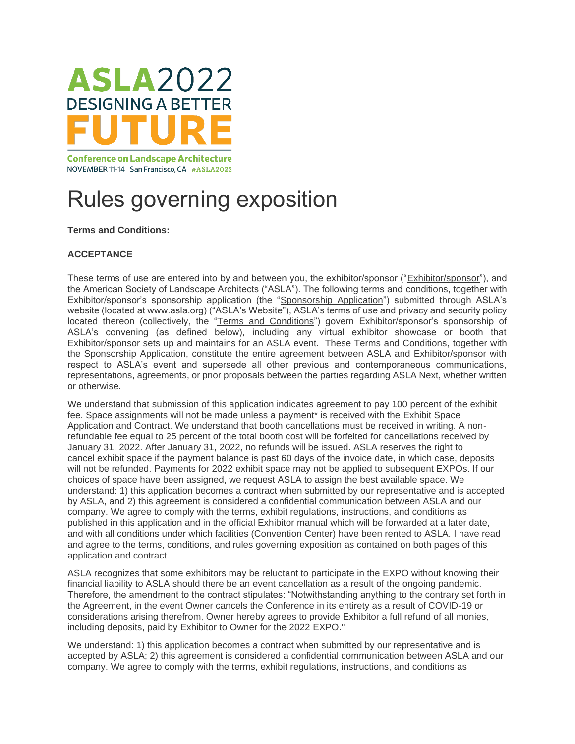ASLA2022
DESIGNING A BETTER
FUTURE

Conference on Landscape Architecture
NOVEMBER 11-14 | San Francisco, CA #ASLA2022

# Rules governing exposition

**Terms and Conditions:**

**ACCEPTANCE**

These terms of use are entered into by and between you, the exhibitor/sponsor ("Exhibitor/sponsor"), and the American Society of Landscape Architects ("ASLA"). The following terms and conditions, together with Exhibitor/sponsor's sponsorship application (the "Sponsorship Application") submitted through ASLA's website (located at www.asla.org) ("ASLA's Website"), ASLA's terms of use and privacy and security policy located thereon (collectively, the "Terms and Conditions") govern Exhibitor/sponsor's sponsorship of ASLA's convening (as defined below), including any virtual exhibitor showcase or booth that Exhibitor/sponsor sets up and maintains for an ASLA event. These Terms and Conditions, together with the Sponsorship Application, constitute the entire agreement between ASLA and Exhibitor/sponsor with respect to ASLA's event and supersede all other previous and contemporaneous communications, representations, agreements, or prior proposals between the parties regarding ASLA Next, whether written or otherwise.

We understand that submission of this application indicates agreement to pay 100 percent of the exhibit fee. Space assignments will not be made unless a payment* is received with the Exhibit Space Application and Contract. We understand that booth cancellations must be received in writing. A non-refundable fee equal to 25 percent of the total booth cost will be forfeited for cancellations received by January 31, 2022. After January 31, 2022, no refunds will be issued. ASLA reserves the right to cancel exhibit space if the payment balance is past 60 days of the invoice date, in which case, deposits will not be refunded. Payments for 2022 exhibit space may not be applied to subsequent EXPOs. If our choices of space have been assigned, we request ASLA to assign the best available space. We understand: 1) this application becomes a contract when submitted by our representative and is accepted by ASLA, and 2) this agreement is considered a confidential communication between ASLA and our company. We agree to comply with the terms, exhibit regulations, instructions, and conditions as published in this application and in the official Exhibitor manual which will be forwarded at a later date, and with all conditions under which facilities (Convention Center) have been rented to ASLA. I have read and agree to the terms, conditions, and rules governing exposition as contained on both pages of this application and contract.

ASLA recognizes that some exhibitors may be reluctant to participate in the EXPO without knowing their financial liability to ASLA should there be an event cancellation as a result of the ongoing pandemic. Therefore, the amendment to the contract stipulates: "Notwithstanding anything to the contrary set forth in the Agreement, in the event Owner cancels the Conference in its entirety as a result of COVID-19 or considerations arising therefrom, Owner hereby agrees to provide Exhibitor a full refund of all monies, including deposits, paid by Exhibitor to Owner for the 2022 EXPO."

We understand: 1) this application becomes a contract when submitted by our representative and is accepted by ASLA; 2) this agreement is considered a confidential communication between ASLA and our company. We agree to comply with the terms, exhibit regulations, instructions, and conditions as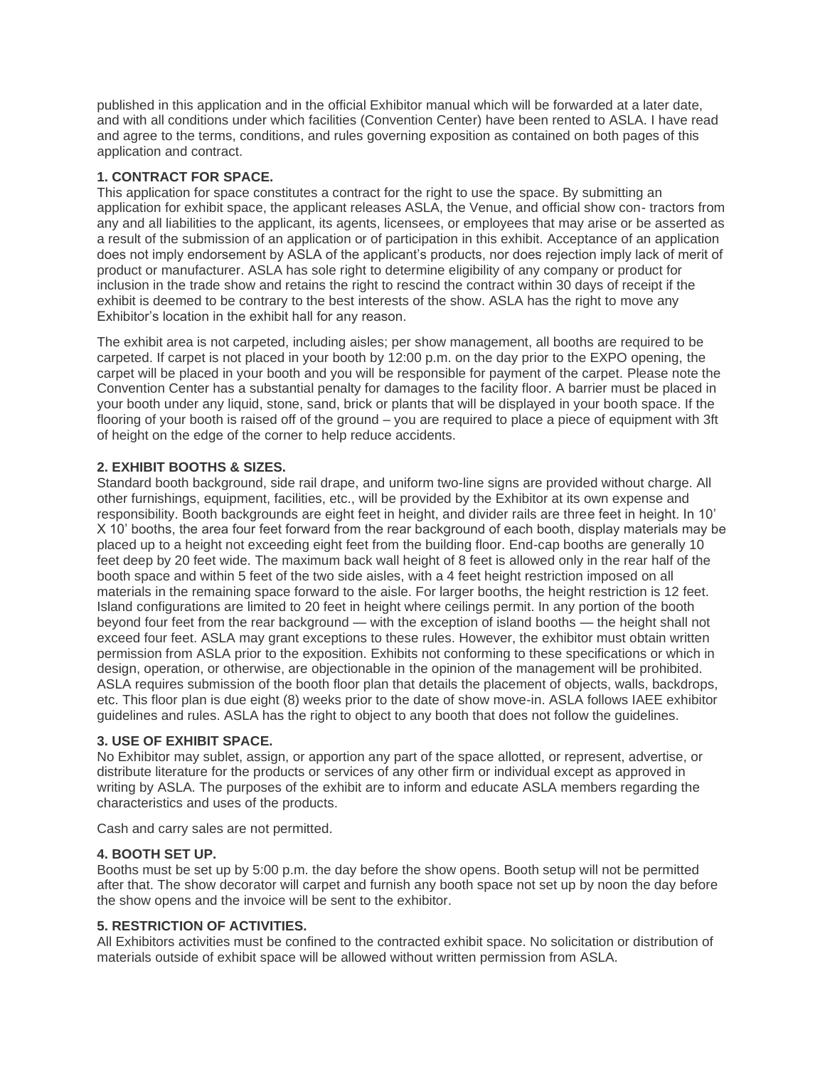published in this application and in the official Exhibitor manual which will be forwarded at a later date, and with all conditions under which facilities (Convention Center) have been rented to ASLA. I have read and agree to the terms, conditions, and rules governing exposition as contained on both pages of this application and contract.

**1. CONTRACT FOR SPACE.**

This application for space constitutes a contract for the right to use the space. By submitting an application for exhibit space, the applicant releases ASLA, the Venue, and official show con- tractors from any and all liabilities to the applicant, its agents, licensees, or employees that may arise or be asserted as a result of the submission of an application or of participation in this exhibit. Acceptance of an application does not imply endorsement by ASLA of the applicant's products, nor does rejection imply lack of merit of product or manufacturer. ASLA has sole right to determine eligibility of any company or product for inclusion in the trade show and retains the right to rescind the contract within 30 days of receipt if the exhibit is deemed to be contrary to the best interests of the show. ASLA has the right to move any Exhibitor's location in the exhibit hall for any reason.

The exhibit area is not carpeted, including aisles; per show management, all booths are required to be carpeted. If carpet is not placed in your booth by 12:00 p.m. on the day prior to the EXPO opening, the carpet will be placed in your booth and you will be responsible for payment of the carpet. Please note the Convention Center has a substantial penalty for damages to the facility floor. A barrier must be placed in your booth under any liquid, stone, sand, brick or plants that will be displayed in your booth space. If the flooring of your booth is raised off of the ground – you are required to place a piece of equipment with 3ft of height on the edge of the corner to help reduce accidents.

**2. EXHIBIT BOOTHS & SIZES.**

Standard booth background, side rail drape, and uniform two-line signs are provided without charge. All other furnishings, equipment, facilities, etc., will be provided by the Exhibitor at its own expense and responsibility. Booth backgrounds are eight feet in height, and divider rails are three feet in height. In 10' X 10' booths, the area four feet forward from the rear background of each booth, display materials may be placed up to a height not exceeding eight feet from the building floor. End-cap booths are generally 10 feet deep by 20 feet wide. The maximum back wall height of 8 feet is allowed only in the rear half of the booth space and within 5 feet of the two side aisles, with a 4 feet height restriction imposed on all materials in the remaining space forward to the aisle. For larger booths, the height restriction is 12 feet. Island configurations are limited to 20 feet in height where ceilings permit. In any portion of the booth beyond four feet from the rear background — with the exception of island booths — the height shall not exceed four feet. ASLA may grant exceptions to these rules. However, the exhibitor must obtain written permission from ASLA prior to the exposition. Exhibits not conforming to these specifications or which in design, operation, or otherwise, are objectionable in the opinion of the management will be prohibited. ASLA requires submission of the booth floor plan that details the placement of objects, walls, backdrops, etc. This floor plan is due eight (8) weeks prior to the date of show move-in. ASLA follows IAEE exhibitor guidelines and rules. ASLA has the right to object to any booth that does not follow the guidelines.

**3. USE OF EXHIBIT SPACE.**

No Exhibitor may sublet, assign, or apportion any part of the space allotted, or represent, advertise, or distribute literature for the products or services of any other firm or individual except as approved in writing by ASLA. The purposes of the exhibit are to inform and educate ASLA members regarding the characteristics and uses of the products.

Cash and carry sales are not permitted.

**4. BOOTH SET UP.**

Booths must be set up by 5:00 p.m. the day before the show opens. Booth setup will not be permitted after that. The show decorator will carpet and furnish any booth space not set up by noon the day before the show opens and the invoice will be sent to the exhibitor.

**5. RESTRICTION OF ACTIVITIES.**

All Exhibitors activities must be confined to the contracted exhibit space. No solicitation or distribution of materials outside of exhibit space will be allowed without written permission from ASLA.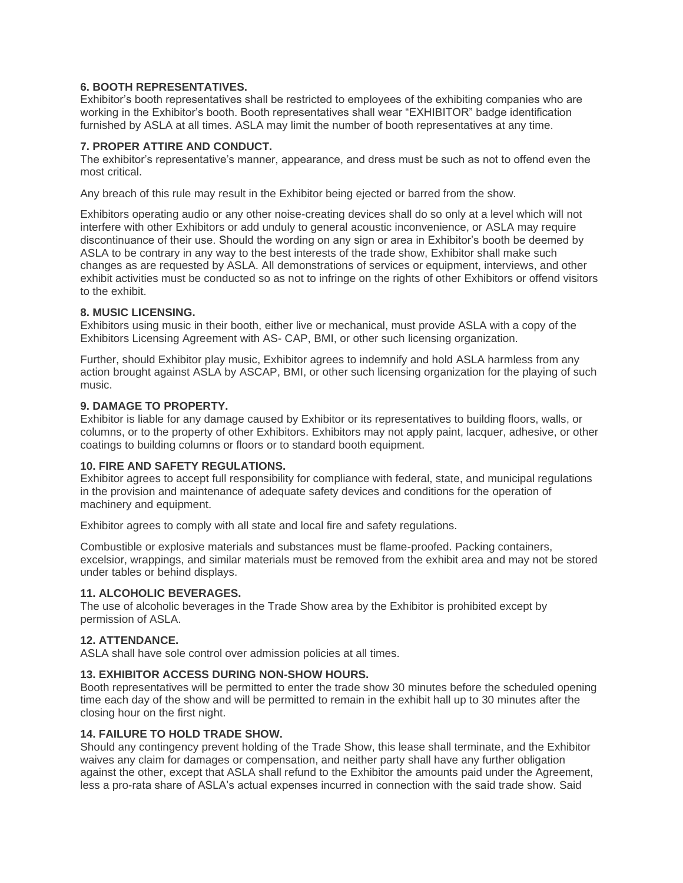**6. BOOTH REPRESENTATIVES.**
Exhibitor's booth representatives shall be restricted to employees of the exhibiting companies who are working in the Exhibitor's booth. Booth representatives shall wear "EXHIBITOR" badge identification furnished by ASLA at all times. ASLA may limit the number of booth representatives at any time.

**7. PROPER ATTIRE AND CONDUCT.**
The exhibitor's representative's manner, appearance, and dress must be such as not to offend even the most critical.

Any breach of this rule may result in the Exhibitor being ejected or barred from the show.

Exhibitors operating audio or any other noise-creating devices shall do so only at a level which will not interfere with other Exhibitors or add unduly to general acoustic inconvenience, or ASLA may require discontinuance of their use. Should the wording on any sign or area in Exhibitor's booth be deemed by ASLA to be contrary in any way to the best interests of the trade show, Exhibitor shall make such changes as are requested by ASLA. All demonstrations of services or equipment, interviews, and other exhibit activities must be conducted so as not to infringe on the rights of other Exhibitors or offend visitors to the exhibit.

**8. MUSIC LICENSING.**
Exhibitors using music in their booth, either live or mechanical, must provide ASLA with a copy of the Exhibitors Licensing Agreement with AS- CAP, BMI, or other such licensing organization.

Further, should Exhibitor play music, Exhibitor agrees to indemnify and hold ASLA harmless from any action brought against ASLA by ASCAP, BMI, or other such licensing organization for the playing of such music.

**9. DAMAGE TO PROPERTY.**
Exhibitor is liable for any damage caused by Exhibitor or its representatives to building floors, walls, or columns, or to the property of other Exhibitors. Exhibitors may not apply paint, lacquer, adhesive, or other coatings to building columns or floors or to standard booth equipment.

**10. FIRE AND SAFETY REGULATIONS.**
Exhibitor agrees to accept full responsibility for compliance with federal, state, and municipal regulations in the provision and maintenance of adequate safety devices and conditions for the operation of machinery and equipment.

Exhibitor agrees to comply with all state and local fire and safety regulations.

Combustible or explosive materials and substances must be flame-proofed. Packing containers, excelsior, wrappings, and similar materials must be removed from the exhibit area and may not be stored under tables or behind displays.

**11. ALCOHOLIC BEVERAGES.**
The use of alcoholic beverages in the Trade Show area by the Exhibitor is prohibited except by permission of ASLA.

**12. ATTENDANCE.**
ASLA shall have sole control over admission policies at all times.

**13. EXHIBITOR ACCESS DURING NON-SHOW HOURS.**
Booth representatives will be permitted to enter the trade show 30 minutes before the scheduled opening time each day of the show and will be permitted to remain in the exhibit hall up to 30 minutes after the closing hour on the first night.

**14. FAILURE TO HOLD TRADE SHOW.**
Should any contingency prevent holding of the Trade Show, this lease shall terminate, and the Exhibitor waives any claim for damages or compensation, and neither party shall have any further obligation against the other, except that ASLA shall refund to the Exhibitor the amounts paid under the Agreement, less a pro-rata share of ASLA's actual expenses incurred in connection with the said trade show. Said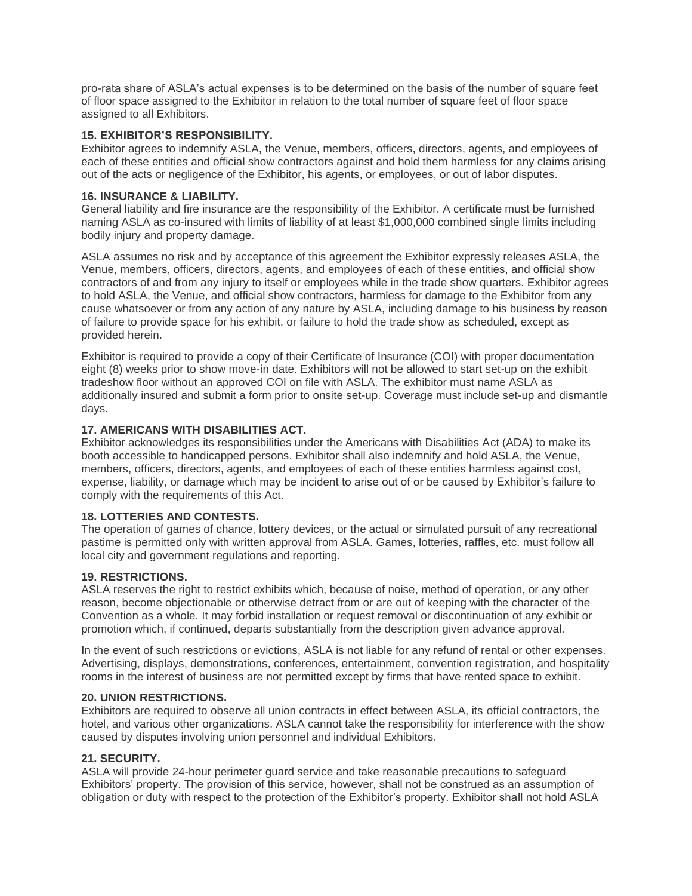pro-rata share of ASLA's actual expenses is to be determined on the basis of the number of square feet of floor space assigned to the Exhibitor in relation to the total number of square feet of floor space assigned to all Exhibitors.

**15. EXHIBITOR'S RESPONSIBILITY.**
Exhibitor agrees to indemnify ASLA, the Venue, members, officers, directors, agents, and employees of each of these entities and official show contractors against and hold them harmless for any claims arising out of the acts or negligence of the Exhibitor, his agents, or employees, or out of labor disputes.

**16. INSURANCE & LIABILITY.**
General liability and fire insurance are the responsibility of the Exhibitor. A certificate must be furnished naming ASLA as co-insured with limits of liability of at least $1,000,000 combined single limits including bodily injury and property damage.

ASLA assumes no risk and by acceptance of this agreement the Exhibitor expressly releases ASLA, the Venue, members, officers, directors, agents, and employees of each of these entities, and official show contractors of and from any injury to itself or employees while in the trade show quarters. Exhibitor agrees to hold ASLA, the Venue, and official show contractors, harmless for damage to the Exhibitor from any cause whatsoever or from any action of any nature by ASLA, including damage to his business by reason of failure to provide space for his exhibit, or failure to hold the trade show as scheduled, except as provided herein.

Exhibitor is required to provide a copy of their Certificate of Insurance (COI) with proper documentation eight (8) weeks prior to show move-in date. Exhibitors will not be allowed to start set-up on the exhibit tradeshow floor without an approved COI on file with ASLA. The exhibitor must name ASLA as additionally insured and submit a form prior to onsite set-up. Coverage must include set-up and dismantle days.

**17. AMERICANS WITH DISABILITIES ACT.**
Exhibitor acknowledges its responsibilities under the Americans with Disabilities Act (ADA) to make its booth accessible to handicapped persons. Exhibitor shall also indemnify and hold ASLA, the Venue, members, officers, directors, agents, and employees of each of these entities harmless against cost, expense, liability, or damage which may be incident to arise out of or be caused by Exhibitor's failure to comply with the requirements of this Act.

**18. LOTTERIES AND CONTESTS.**
The operation of games of chance, lottery devices, or the actual or simulated pursuit of any recreational pastime is permitted only with written approval from ASLA. Games, lotteries, raffles, etc. must follow all local city and government regulations and reporting.

**19. RESTRICTIONS.**
ASLA reserves the right to restrict exhibits which, because of noise, method of operation, or any other reason, become objectionable or otherwise detract from or are out of keeping with the character of the Convention as a whole. It may forbid installation or request removal or discontinuation of any exhibit or promotion which, if continued, departs substantially from the description given advance approval.

In the event of such restrictions or evictions, ASLA is not liable for any refund of rental or other expenses. Advertising, displays, demonstrations, conferences, entertainment, convention registration, and hospitality rooms in the interest of business are not permitted except by firms that have rented space to exhibit.

**20. UNION RESTRICTIONS.**
Exhibitors are required to observe all union contracts in effect between ASLA, its official contractors, the hotel, and various other organizations. ASLA cannot take the responsibility for interference with the show caused by disputes involving union personnel and individual Exhibitors.

**21. SECURITY.**
ASLA will provide 24-hour perimeter guard service and take reasonable precautions to safeguard Exhibitors' property. The provision of this service, however, shall not be construed as an assumption of obligation or duty with respect to the protection of the Exhibitor's property. Exhibitor shall not hold ASLA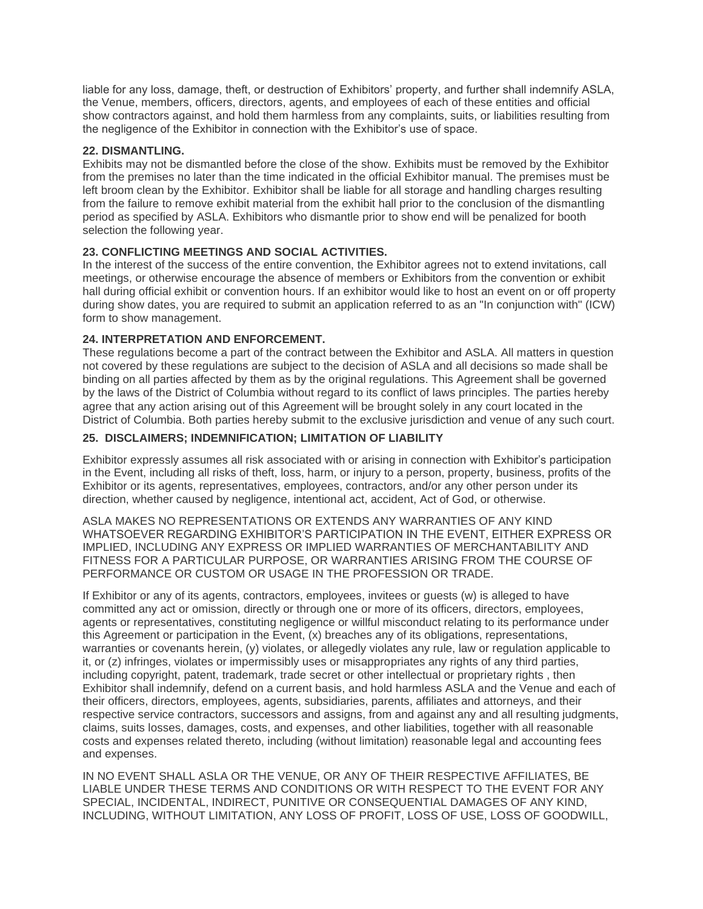liable for any loss, damage, theft, or destruction of Exhibitors' property, and further shall indemnify ASLA, the Venue, members, officers, directors, agents, and employees of each of these entities and official show contractors against, and hold them harmless from any complaints, suits, or liabilities resulting from the negligence of the Exhibitor in connection with the Exhibitor's use of space.

**22. DISMANTLING.**

Exhibits may not be dismantled before the close of the show. Exhibits must be removed by the Exhibitor from the premises no later than the time indicated in the official Exhibitor manual. The premises must be left broom clean by the Exhibitor. Exhibitor shall be liable for all storage and handling charges resulting from the failure to remove exhibit material from the exhibit hall prior to the conclusion of the dismantling period as specified by ASLA. Exhibitors who dismantle prior to show end will be penalized for booth selection the following year.

**23. CONFLICTING MEETINGS AND SOCIAL ACTIVITIES.**

In the interest of the success of the entire convention, the Exhibitor agrees not to extend invitations, call meetings, or otherwise encourage the absence of members or Exhibitors from the convention or exhibit hall during official exhibit or convention hours. If an exhibitor would like to host an event on or off property during show dates, you are required to submit an application referred to as an "In conjunction with" (ICW) form to show management.

**24. INTERPRETATION AND ENFORCEMENT.**

These regulations become a part of the contract between the Exhibitor and ASLA. All matters in question not covered by these regulations are subject to the decision of ASLA and all decisions so made shall be binding on all parties affected by them as by the original regulations. This Agreement shall be governed by the laws of the District of Columbia without regard to its conflict of laws principles. The parties hereby agree that any action arising out of this Agreement will be brought solely in any court located in the District of Columbia. Both parties hereby submit to the exclusive jurisdiction and venue of any such court.

**25. DISCLAIMERS; INDEMNIFICATION; LIMITATION OF LIABILITY**

Exhibitor expressly assumes all risk associated with or arising in connection with Exhibitor's participation in the Event, including all risks of theft, loss, harm, or injury to a person, property, business, profits of the Exhibitor or its agents, representatives, employees, contractors, and/or any other person under its direction, whether caused by negligence, intentional act, accident, Act of God, or otherwise.

ASLA MAKES NO REPRESENTATIONS OR EXTENDS ANY WARRANTIES OF ANY KIND WHATSOEVER REGARDING EXHIBITOR'S PARTICIPATION IN THE EVENT, EITHER EXPRESS OR IMPLIED, INCLUDING ANY EXPRESS OR IMPLIED WARRANTIES OF MERCHANTABILITY AND FITNESS FOR A PARTICULAR PURPOSE, OR WARRANTIES ARISING FROM THE COURSE OF PERFORMANCE OR CUSTOM OR USAGE IN THE PROFESSION OR TRADE.

If Exhibitor or any of its agents, contractors, employees, invitees or guests (w) is alleged to have committed any act or omission, directly or through one or more of its officers, directors, employees, agents or representatives, constituting negligence or willful misconduct relating to its performance under this Agreement or participation in the Event, (x) breaches any of its obligations, representations, warranties or covenants herein, (y) violates, or allegedly violates any rule, law or regulation applicable to it, or (z) infringes, violates or impermissibly uses or misappropriates any rights of any third parties, including copyright, patent, trademark, trade secret or other intellectual or proprietary rights , then Exhibitor shall indemnify, defend on a current basis, and hold harmless ASLA and the Venue and each of their officers, directors, employees, agents, subsidiaries, parents, affiliates and attorneys, and their respective service contractors, successors and assigns, from and against any and all resulting judgments, claims, suits losses, damages, costs, and expenses, and other liabilities, together with all reasonable costs and expenses related thereto, including (without limitation) reasonable legal and accounting fees and expenses.

IN NO EVENT SHALL ASLA OR THE VENUE, OR ANY OF THEIR RESPECTIVE AFFILIATES, BE LIABLE UNDER THESE TERMS AND CONDITIONS OR WITH RESPECT TO THE EVENT FOR ANY SPECIAL, INCIDENTAL, INDIRECT, PUNITIVE OR CONSEQUENTIAL DAMAGES OF ANY KIND, INCLUDING, WITHOUT LIMITATION, ANY LOSS OF PROFIT, LOSS OF USE, LOSS OF GOODWILL,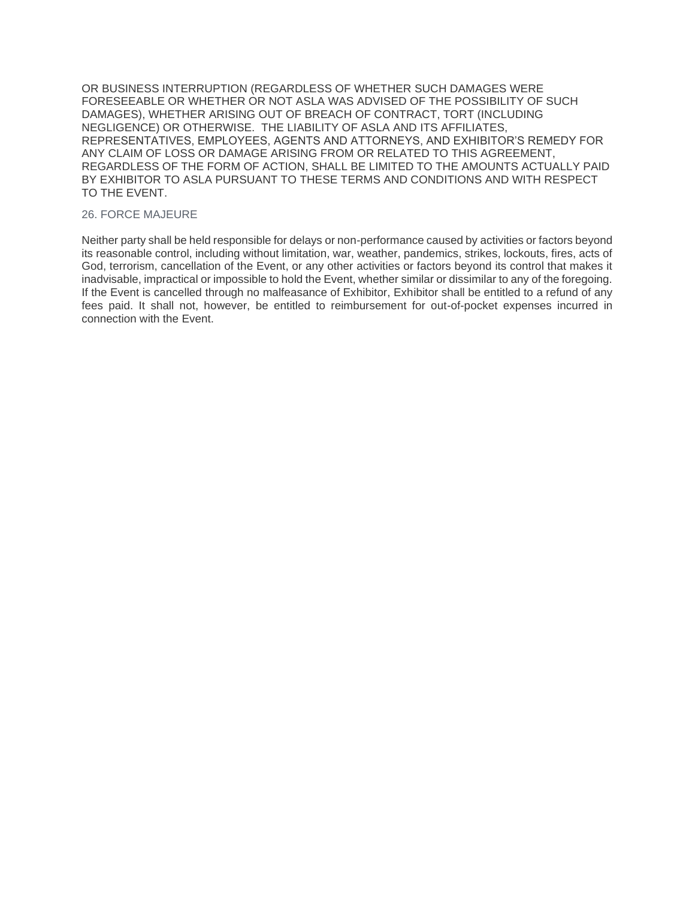OR BUSINESS INTERRUPTION (REGARDLESS OF WHETHER SUCH DAMAGES WERE FORESEEABLE OR WHETHER OR NOT ASLA WAS ADVISED OF THE POSSIBILITY OF SUCH DAMAGES), WHETHER ARISING OUT OF BREACH OF CONTRACT, TORT (INCLUDING NEGLIGENCE) OR OTHERWISE. THE LIABILITY OF ASLA AND ITS AFFILIATES, REPRESENTATIVES, EMPLOYEES, AGENTS AND ATTORNEYS, AND EXHIBITOR'S REMEDY FOR ANY CLAIM OF LOSS OR DAMAGE ARISING FROM OR RELATED TO THIS AGREEMENT, REGARDLESS OF THE FORM OF ACTION, SHALL BE LIMITED TO THE AMOUNTS ACTUALLY PAID BY EXHIBITOR TO ASLA PURSUANT TO THESE TERMS AND CONDITIONS AND WITH RESPECT TO THE EVENT.

## 26. FORCE MAJEURE

Neither party shall be held responsible for delays or non-performance caused by activities or factors beyond its reasonable control, including without limitation, war, weather, pandemics, strikes, lockouts, fires, acts of God, terrorism, cancellation of the Event, or any other activities or factors beyond its control that makes it inadvisable, impractical or impossible to hold the Event, whether similar or dissimilar to any of the foregoing. If the Event is cancelled through no malfeasance of Exhibitor, Exhibitor shall be entitled to a refund of any fees paid. It shall not, however, be entitled to reimbursement for out-of-pocket expenses incurred in connection with the Event.